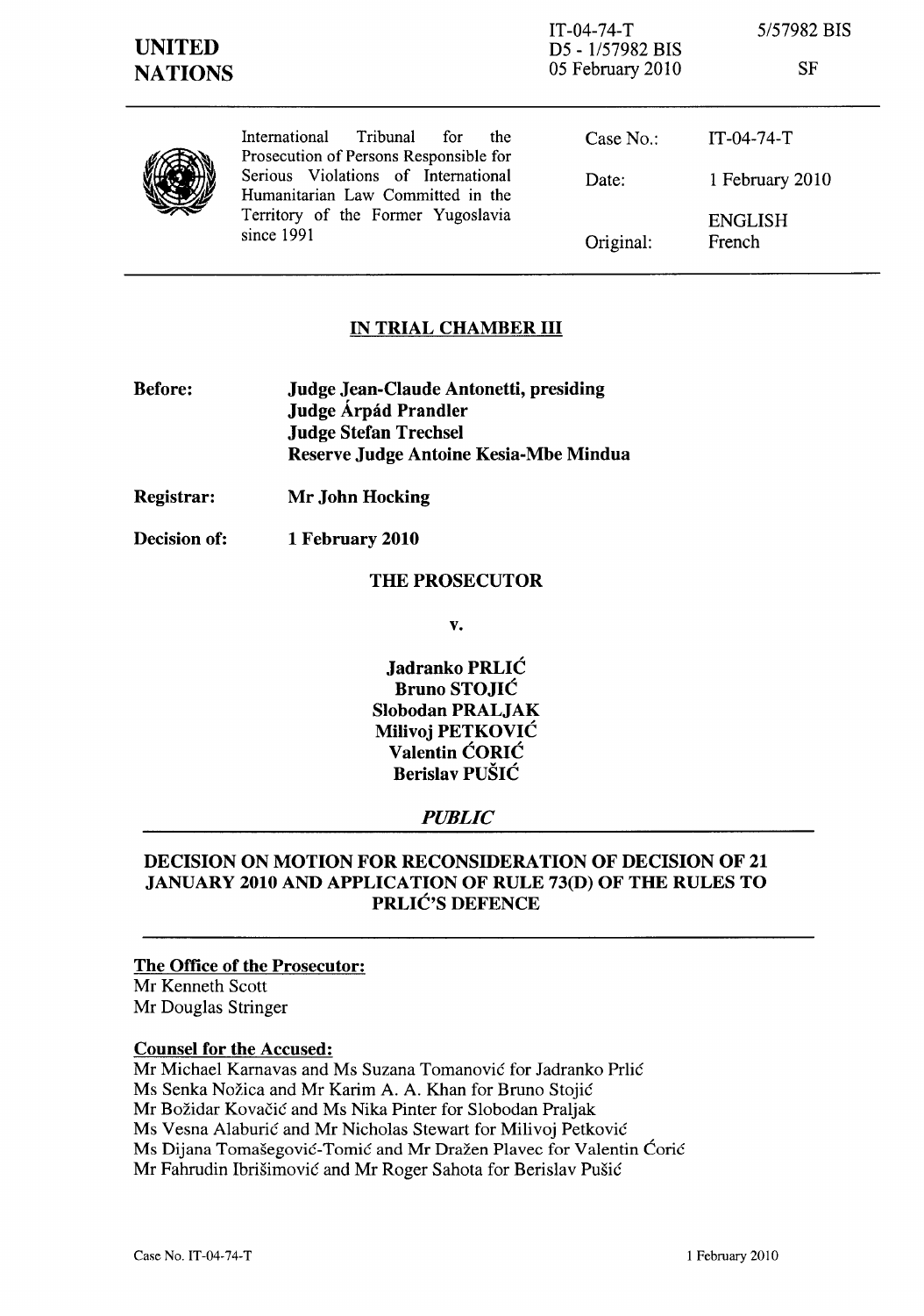**UNITED NATIONS**

IT-04-74-T
D5 - 1/57982 BIS
05 February 2010

5/57982 BIS

SF

International Tribunal for the Prosecution of Persons Responsible for Serious Violations of International Humanitarian Law Committed in the Territory of the Former Yugoslavia since 1991

| | |
|---|---|
| Case No.: | IT-04-74-T |
| Date: | 1 February 2010 |
| | ENGLISH |
| Original: | French |

## IN TRIAL CHAMBER III

**Before:** **Judge Jean-Claude Antonetti, presiding**
**Judge Árpád Prandler**
**Judge Stefan Trechsel**
**Reserve Judge Antoine Kesia-Mbe Mindua**

**Registrar:** **Mr John Hocking**

**Decision of:** **1 February 2010**

**THE PROSECUTOR**

**v.**

**Jadranko PRLIĆ**
**Bruno STOJIĆ**
**Slobodan PRALJAK**
**Milivoj PETKOVIĆ**
**Valentin ĆORIĆ**
**Berislav PUŠIĆ**

***PUBLIC***

**DECISION ON MOTION FOR RECONSIDERATION OF DECISION OF 21 JANUARY 2010 AND APPLICATION OF RULE 73(D) OF THE RULES TO PRLIĆ'S DEFENCE**

**The Office of the Prosecutor:**
Mr Kenneth Scott
Mr Douglas Stringer

**Counsel for the Accused:**
Mr Michael Karnavas and Ms Suzana Tomanović for Jadranko Prlić
Ms Senka Nožica and Mr Karim A. A. Khan for Bruno Stojić
Mr Božidar Kovačić and Ms Nika Pinter for Slobodan Praljak
Ms Vesna Alaburić and Mr Nicholas Stewart for Milivoj Petković
Ms Dijana Tomašegović-Tomić and Mr Dražen Plavec for Valentin Ćorić
Mr Fahrudin Ibrišimović and Mr Roger Sahota for Berislav Pušić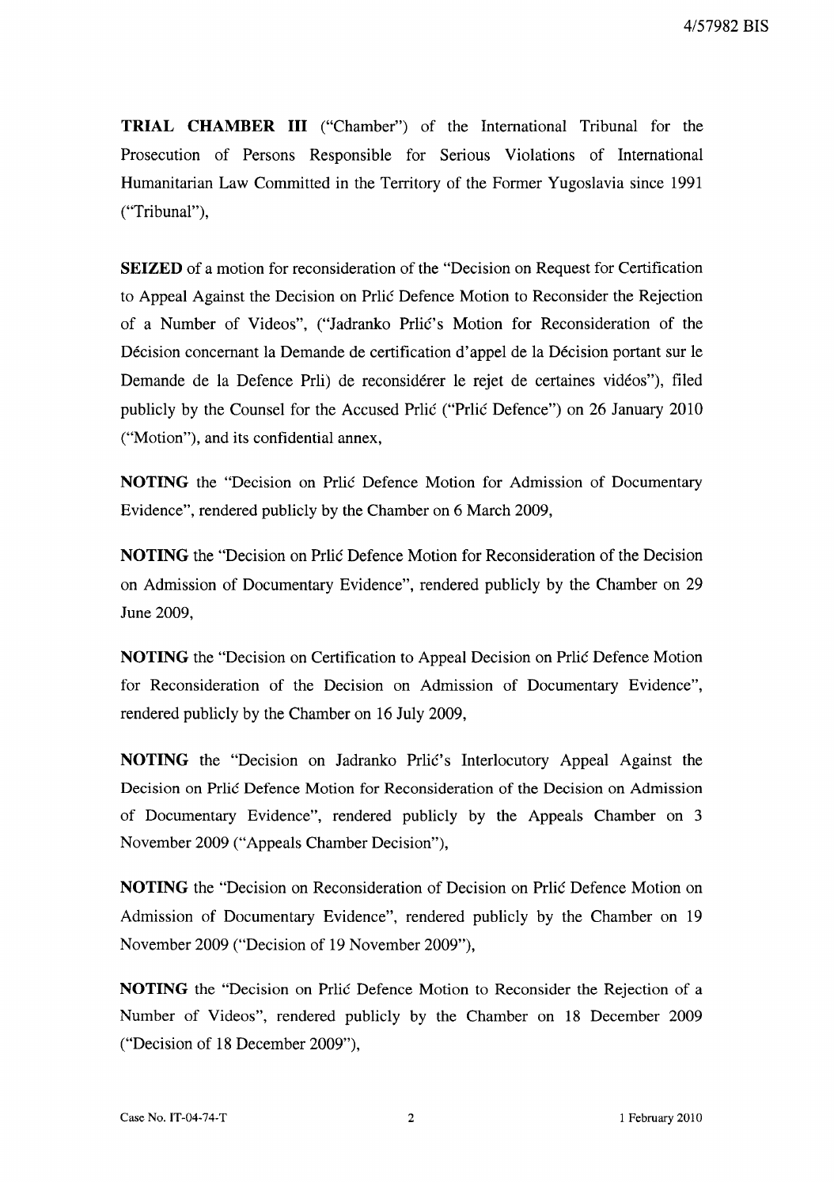**TRIAL CHAMBER III** ("Chamber") of the International Tribunal for the Prosecution of Persons Responsible for Serious Violations of International Humanitarian Law Committed in the Territory of the Former Yugoslavia since 1991 ("Tribunal"),

**SEIZED** of a motion for reconsideration of the "Decision on Request for Certification to Appeal Against the Decision on Prlić Defence Motion to Reconsider the Rejection of a Number of Videos", ("Jadranko Prlić's Motion for Reconsideration of the Décision concernant la Demande de certification d'appel de la Décision portant sur le Demande de la Defence Prli) de reconsidérer le rejet de certaines vidéos"), filed publicly by the Counsel for the Accused Prlić ("Prlić Defence") on 26 January 2010 ("Motion"), and its confidential annex,

**NOTING** the "Decision on Prlić Defence Motion for Admission of Documentary Evidence", rendered publicly by the Chamber on 6 March 2009,

**NOTING** the "Decision on Prlić Defence Motion for Reconsideration of the Decision on Admission of Documentary Evidence", rendered publicly by the Chamber on 29 June 2009,

**NOTING** the "Decision on Certification to Appeal Decision on Prlić Defence Motion for Reconsideration of the Decision on Admission of Documentary Evidence", rendered publicly by the Chamber on 16 July 2009,

**NOTING** the "Decision on Jadranko Prlić's Interlocutory Appeal Against the Decision on Prlić Defence Motion for Reconsideration of the Decision on Admission of Documentary Evidence", rendered publicly by the Appeals Chamber on 3 November 2009 ("Appeals Chamber Decision"),

**NOTING** the "Decision on Reconsideration of Decision on Prlić Defence Motion on Admission of Documentary Evidence", rendered publicly by the Chamber on 19 November 2009 ("Decision of 19 November 2009"),

**NOTING** the "Decision on Prlić Defence Motion to Reconsider the Rejection of a Number of Videos", rendered publicly by the Chamber on 18 December 2009 ("Decision of 18 December 2009"),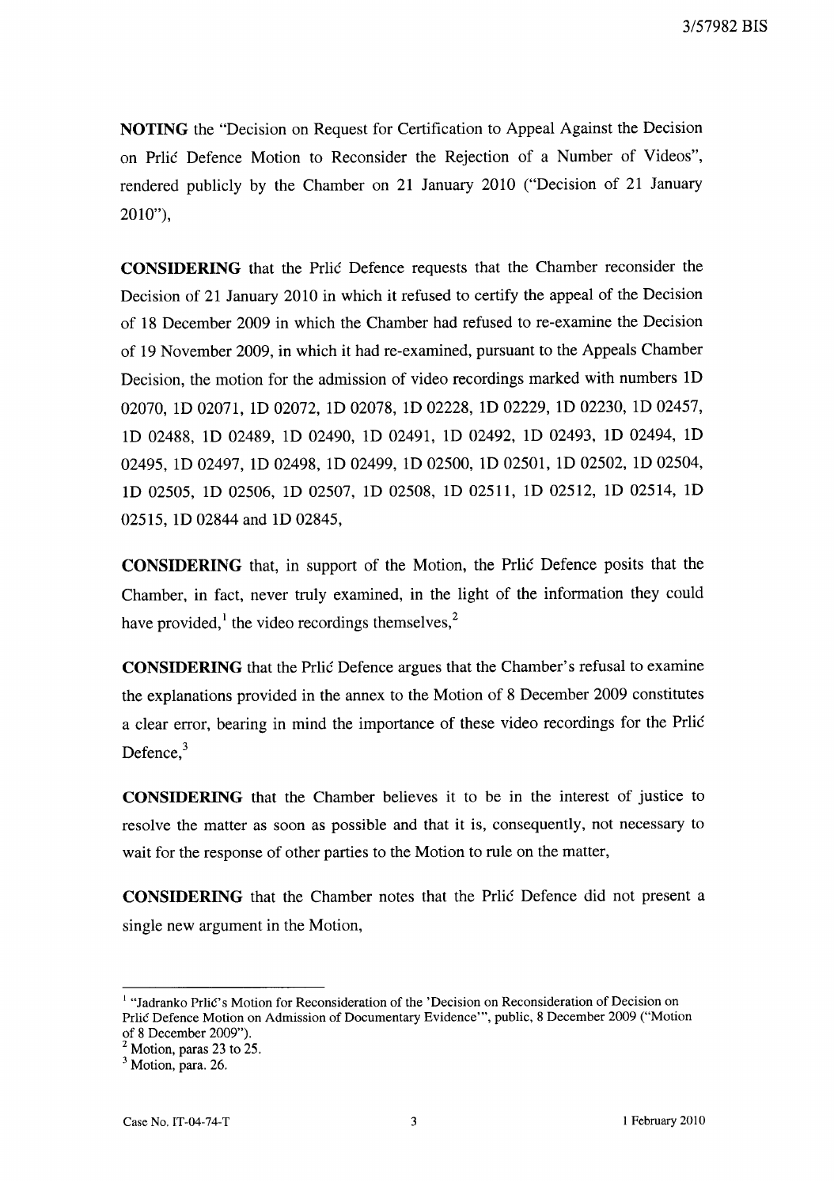**NOTING** the "Decision on Request for Certification to Appeal Against the Decision on Prlić Defence Motion to Reconsider the Rejection of a Number of Videos", rendered publicly by the Chamber on 21 January 2010 ("Decision of 21 January 2010"),

**CONSIDERING** that the Prlić Defence requests that the Chamber reconsider the Decision of 21 January 2010 in which it refused to certify the appeal of the Decision of 18 December 2009 in which the Chamber had refused to re-examine the Decision of 19 November 2009, in which it had re-examined, pursuant to the Appeals Chamber Decision, the motion for the admission of video recordings marked with numbers 1D 02070, 1D 02071, 1D 02072, 1D 02078, 1D 02228, 1D 02229, 1D 02230, 1D 02457, 1D 02488, 1D 02489, 1D 02490, 1D 02491, 1D 02492, 1D 02493, 1D 02494, 1D 02495, 1D 02497, 1D 02498, 1D 02499, 1D 02500, 1D 02501, 1D 02502, 1D 02504, 1D 02505, 1D 02506, 1D 02507, 1D 02508, 1D 02511, 1D 02512, 1D 02514, 1D 02515, 1D 02844 and 1D 02845,

**CONSIDERING** that, in support of the Motion, the Prlić Defence posits that the Chamber, in fact, never truly examined, in the light of the information they could have provided,[1] the video recordings themselves,[2]

**CONSIDERING** that the Prlić Defence argues that the Chamber's refusal to examine the explanations provided in the annex to the Motion of 8 December 2009 constitutes a clear error, bearing in mind the importance of these video recordings for the Prlić Defence,[3]

**CONSIDERING** that the Chamber believes it to be in the interest of justice to resolve the matter as soon as possible and that it is, consequently, not necessary to wait for the response of other parties to the Motion to rule on the matter,

**CONSIDERING** that the Chamber notes that the Prlić Defence did not present a single new argument in the Motion,

---

[1] "Jadranko Prlić's Motion for Reconsideration of the 'Decision on Reconsideration of Decision on Prlić Defence Motion on Admission of Documentary Evidence'", public, 8 December 2009 ("Motion of 8 December 2009").

[2] Motion, paras 23 to 25.

[3] Motion, para. 26.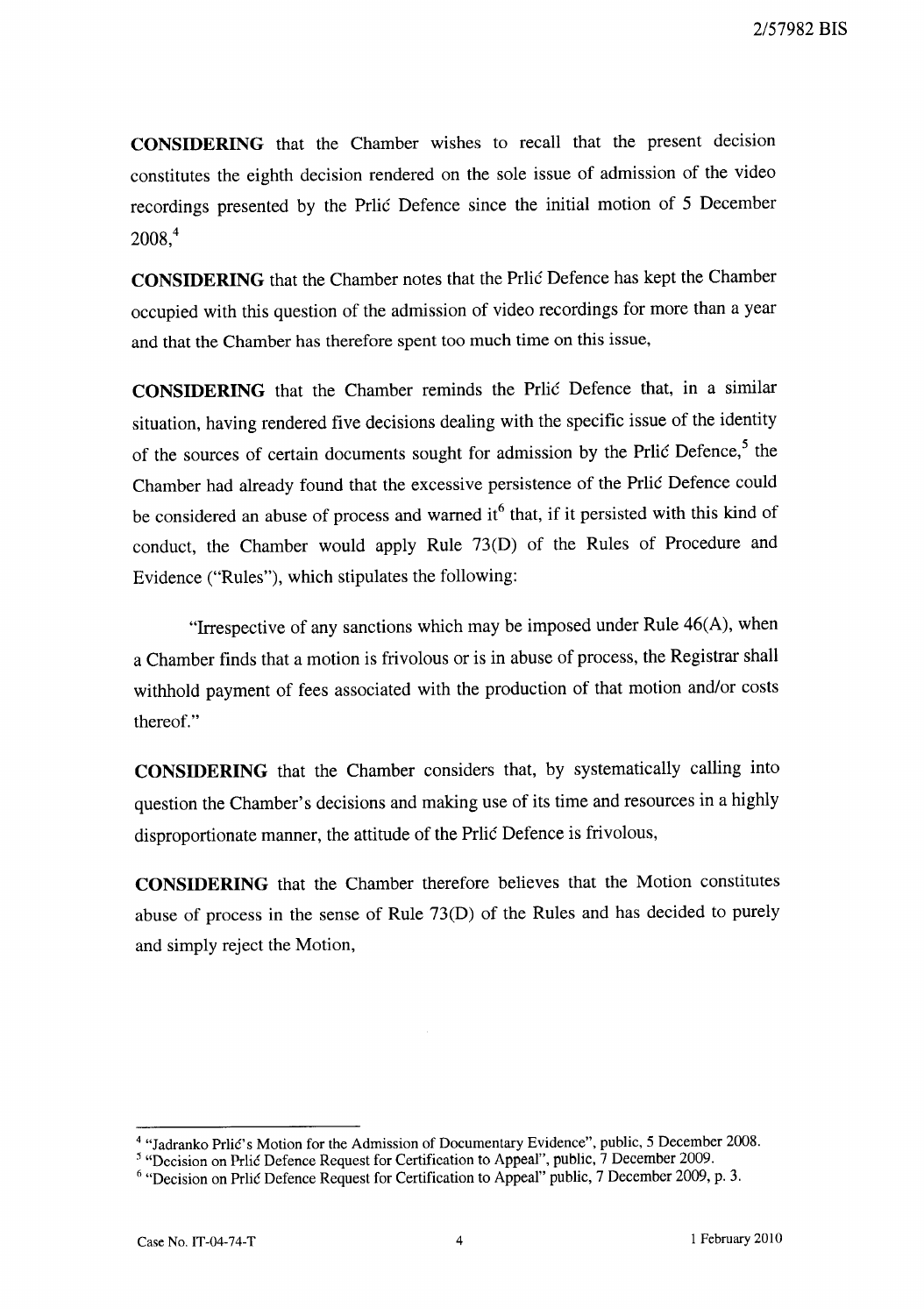**CONSIDERING** that the Chamber wishes to recall that the present decision constitutes the eighth decision rendered on the sole issue of admission of the video recordings presented by the Prlić Defence since the initial motion of 5 December 2008,[4]

**CONSIDERING** that the Chamber notes that the Prlić Defence has kept the Chamber occupied with this question of the admission of video recordings for more than a year and that the Chamber has therefore spent too much time on this issue,

**CONSIDERING** that the Chamber reminds the Prlić Defence that, in a similar situation, having rendered five decisions dealing with the specific issue of the identity of the sources of certain documents sought for admission by the Prlić Defence,[5] the Chamber had already found that the excessive persistence of the Prlić Defence could be considered an abuse of process and warned it[6] that, if it persisted with this kind of conduct, the Chamber would apply Rule 73(D) of the Rules of Procedure and Evidence ("Rules"), which stipulates the following:

> "Irrespective of any sanctions which may be imposed under Rule 46(A), when a Chamber finds that a motion is frivolous or is in abuse of process, the Registrar shall withhold payment of fees associated with the production of that motion and/or costs thereof."

**CONSIDERING** that the Chamber considers that, by systematically calling into question the Chamber's decisions and making use of its time and resources in a highly disproportionate manner, the attitude of the Prlić Defence is frivolous,

**CONSIDERING** that the Chamber therefore believes that the Motion constitutes abuse of process in the sense of Rule 73(D) of the Rules and has decided to purely and simply reject the Motion,

---

[4] "Jadranko Prlić's Motion for the Admission of Documentary Evidence", public, 5 December 2008.

[5] "Decision on Prlić Defence Request for Certification to Appeal", public, 7 December 2009.

[6] "Decision on Prlić Defence Request for Certification to Appeal" public, 7 December 2009, p. 3.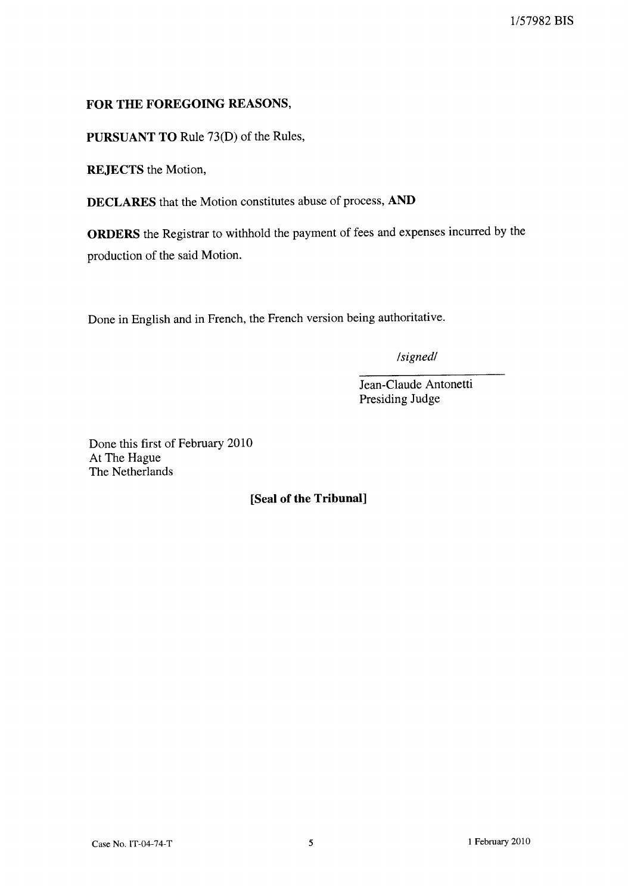**FOR THE FOREGOING REASONS,**

**PURSUANT TO** Rule 73(D) of the Rules,

**REJECTS** the Motion,

**DECLARES** that the Motion constitutes abuse of process, **AND**

**ORDERS** the Registrar to withhold the payment of fees and expenses incurred by the production of the said Motion.

Done in English and in French, the French version being authoritative.

*/signed/*

Jean-Claude Antonetti
Presiding Judge

Done this first of February 2010
At The Hague
The Netherlands

**[Seal of the Tribunal]**